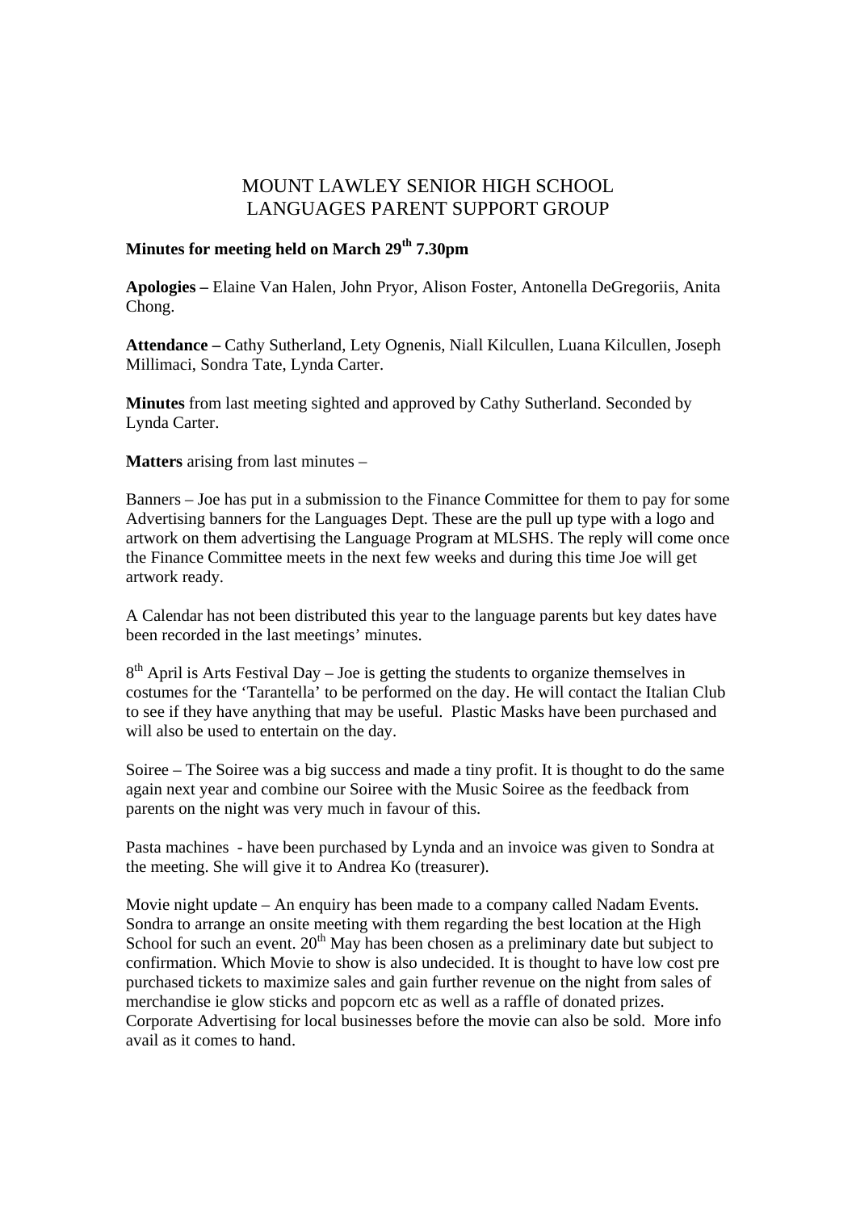# MOUNT LAWLEY SENIOR HIGH SCHOOL
# LANGUAGES PARENT SUPPORT GROUP

**Minutes for meeting held on March 29th 7.30pm**

**Apologies –** Elaine Van Halen, John Pryor, Alison Foster, Antonella DeGregoriis, Anita Chong.

**Attendance –** Cathy Sutherland, Lety Ognenis, Niall Kilcullen, Luana Kilcullen, Joseph Millimaci, Sondra Tate, Lynda Carter.

**Minutes** from last meeting sighted and approved by Cathy Sutherland. Seconded by Lynda Carter.

**Matters** arising from last minutes –

Banners – Joe has put in a submission to the Finance Committee for them to pay for some Advertising banners for the Languages Dept. These are the pull up type with a logo and artwork on them advertising the Language Program at MLSHS. The reply will come once the Finance Committee meets in the next few weeks and during this time Joe will get artwork ready.

A Calendar has not been distributed this year to the language parents but key dates have been recorded in the last meetings' minutes.

8th April is Arts Festival Day – Joe is getting the students to organize themselves in costumes for the 'Tarantella' to be performed on the day. He will contact the Italian Club to see if they have anything that may be useful. Plastic Masks have been purchased and will also be used to entertain on the day.

Soiree – The Soiree was a big success and made a tiny profit. It is thought to do the same again next year and combine our Soiree with the Music Soiree as the feedback from parents on the night was very much in favour of this.

Pasta machines - have been purchased by Lynda and an invoice was given to Sondra at the meeting. She will give it to Andrea Ko (treasurer).

Movie night update – An enquiry has been made to a company called Nadam Events. Sondra to arrange an onsite meeting with them regarding the best location at the High School for such an event. 20th May has been chosen as a preliminary date but subject to confirmation. Which Movie to show is also undecided. It is thought to have low cost pre purchased tickets to maximize sales and gain further revenue on the night from sales of merchandise ie glow sticks and popcorn etc as well as a raffle of donated prizes. Corporate Advertising for local businesses before the movie can also be sold. More info avail as it comes to hand.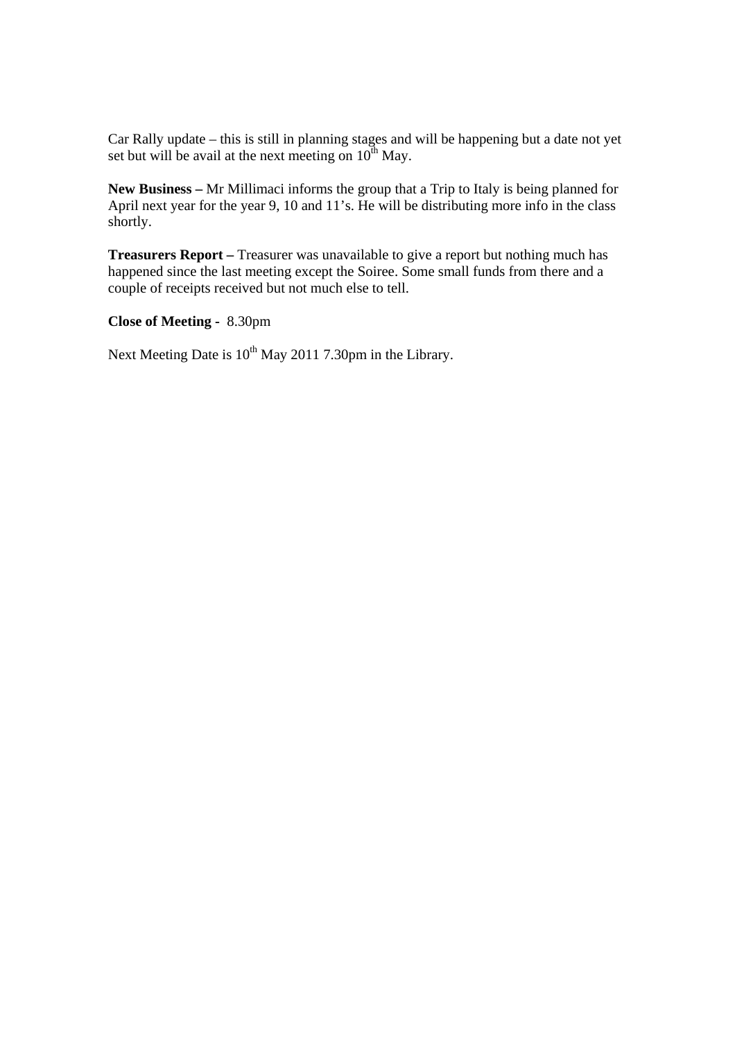Car Rally update – this is still in planning stages and will be happening but a date not yet set but will be avail at the next meeting on 10th May.

**New Business –** Mr Millimaci informs the group that a Trip to Italy is being planned for April next year for the year 9, 10 and 11's. He will be distributing more info in the class shortly.

**Treasurers Report –** Treasurer was unavailable to give a report but nothing much has happened since the last meeting except the Soiree. Some small funds from there and a couple of receipts received but not much else to tell.

**Close of Meeting -** 8.30pm

Next Meeting Date is 10th May 2011 7.30pm in the Library.